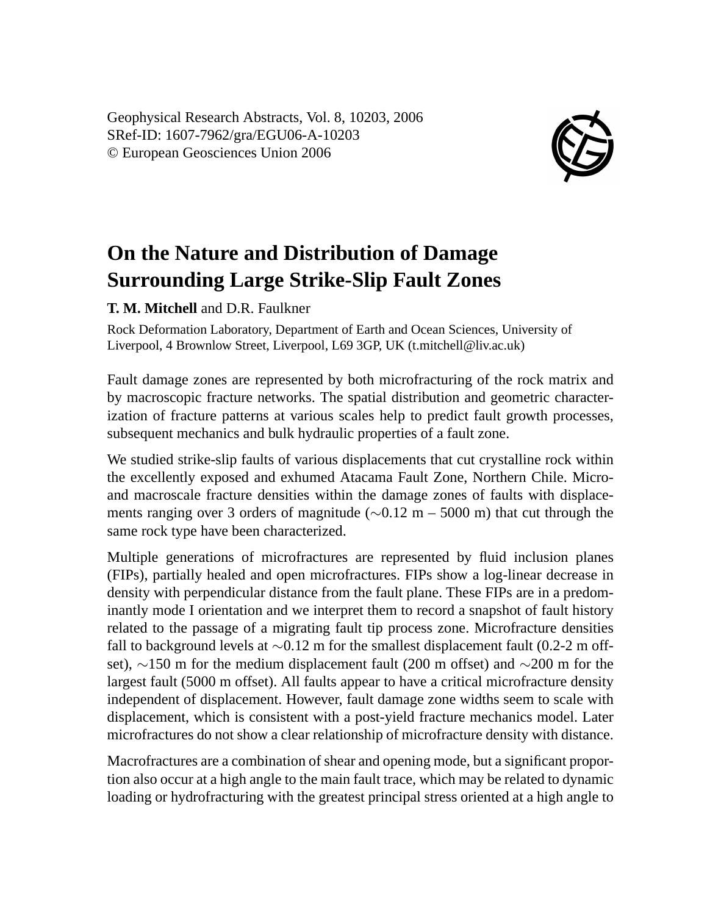Geophysical Research Abstracts, Vol. 8, 10203, 2006
SRef-ID: 1607-7962/gra/EGU06-A-10203
© European Geosciences Union 2006

# On the Nature and Distribution of Damage Surrounding Large Strike-Slip Fault Zones

**T. M. Mitchell** and D.R. Faulkner

Rock Deformation Laboratory, Department of Earth and Ocean Sciences, University of Liverpool, 4 Brownlow Street, Liverpool, L69 3GP, UK (t.mitchell@liv.ac.uk)

Fault damage zones are represented by both microfracturing of the rock matrix and by macroscopic fracture networks. The spatial distribution and geometric characterization of fracture patterns at various scales help to predict fault growth processes, subsequent mechanics and bulk hydraulic properties of a fault zone.

We studied strike-slip faults of various displacements that cut crystalline rock within the excellently exposed and exhumed Atacama Fault Zone, Northern Chile. Micro- and macroscale fracture densities within the damage zones of faults with displacements ranging over 3 orders of magnitude ($\sim$0.12 m – 5000 m) that cut through the same rock type have been characterized.

Multiple generations of microfractures are represented by fluid inclusion planes (FIPs), partially healed and open microfractures. FIPs show a log-linear decrease in density with perpendicular distance from the fault plane. These FIPs are in a predominantly mode I orientation and we interpret them to record a snapshot of fault history related to the passage of a migrating fault tip process zone. Microfracture densities fall to background levels at $\sim$0.12 m for the smallest displacement fault (0.2-2 m offset), $\sim$150 m for the medium displacement fault (200 m offset) and $\sim$200 m for the largest fault (5000 m offset). All faults appear to have a critical microfracture density independent of displacement. However, fault damage zone widths seem to scale with displacement, which is consistent with a post-yield fracture mechanics model. Later microfractures do not show a clear relationship of microfracture density with distance.

Macrofractures are a combination of shear and opening mode, but a significant proportion also occur at a high angle to the main fault trace, which may be related to dynamic loading or hydrofracturing with the greatest principal stress oriented at a high angle to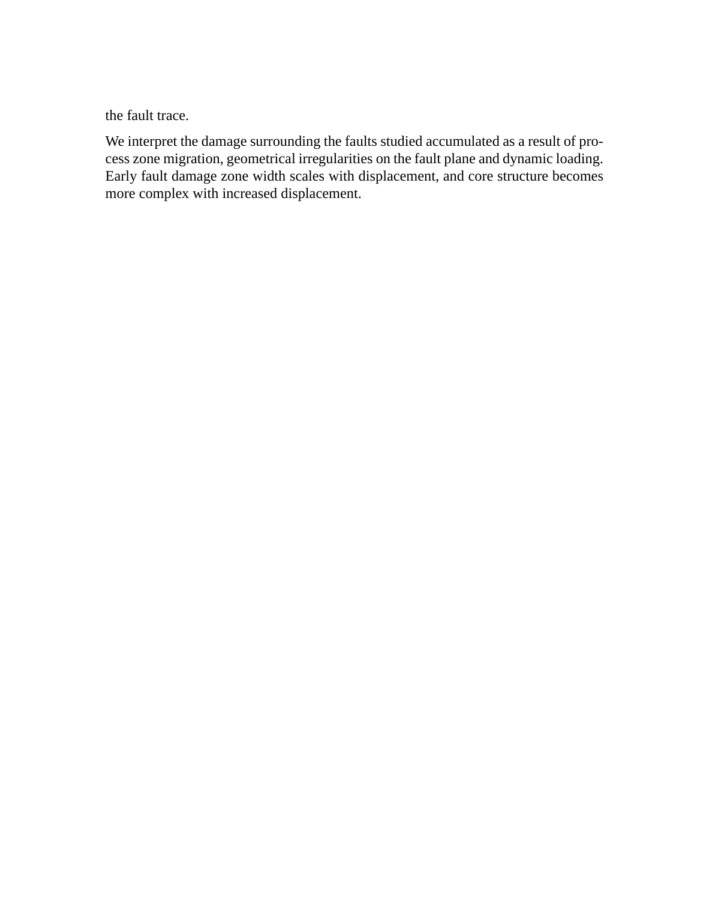the fault trace.

We interpret the damage surrounding the faults studied accumulated as a result of process zone migration, geometrical irregularities on the fault plane and dynamic loading. Early fault damage zone width scales with displacement, and core structure becomes more complex with increased displacement.